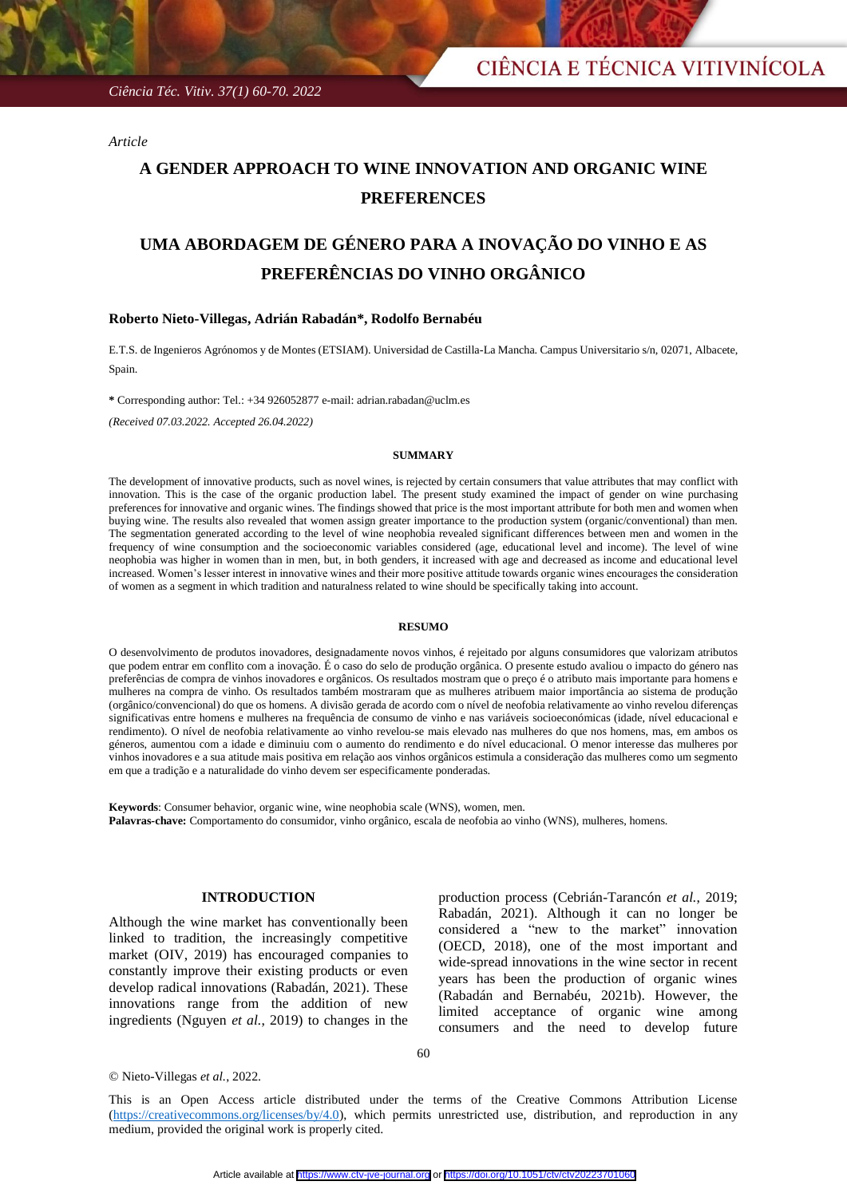*Article*

# A GENDER APPROACH TO WINE INNOVATION AND ORGANIC WINE PREFERENCES

# UMA ABORDAGEM DE GÉNERO PARA A INOVAÇÃO DO VINHO E AS PREFERÊNCIAS DO VINHO ORGÂNICO

**Roberto Nieto-Villegas, Adrián Rabadán\*, Rodolfo Bernabéu**

E.T.S. de Ingenieros Agrónomos y de Montes (ETSIAM). Universidad de Castilla-La Mancha. Campus Universitario s/n, 02071, Albacete, Spain.

**\*** Corresponding author: Tel.: +34 926052877 e-mail: adrian.rabadan@uclm.es

*(Received 07.03.2022. Accepted 26.04.2022)*

#### SUMMARY

The development of innovative products, such as novel wines, is rejected by certain consumers that value attributes that may conflict with innovation. This is the case of the organic production label. The present study examined the impact of gender on wine purchasing preferences for innovative and organic wines. The findings showed that price is the most important attribute for both men and women when buying wine. The results also revealed that women assign greater importance to the production system (organic/conventional) than men. The segmentation generated according to the level of wine neophobia revealed significant differences between men and women in the frequency of wine consumption and the socioeconomic variables considered (age, educational level and income). The level of wine neophobia was higher in women than in men, but, in both genders, it increased with age and decreased as income and educational level increased. Women's lesser interest in innovative wines and their more positive attitude towards organic wines encourages the consideration of women as a segment in which tradition and naturalness related to wine should be specifically taking into account.

#### RESUMO

O desenvolvimento de produtos inovadores, designadamente novos vinhos, é rejeitado por alguns consumidores que valorizam atributos que podem entrar em conflito com a inovação. É o caso do selo de produção orgânica. O presente estudo avaliou o impacto do género nas preferências de compra de vinhos inovadores e orgânicos. Os resultados mostram que o preço é o atributo mais importante para homens e mulheres na compra de vinho. Os resultados também mostraram que as mulheres atribuem maior importância ao sistema de produção (orgânico/convencional) do que os homens. A divisão gerada de acordo com o nível de neofobia relativamente ao vinho revelou diferenças significativas entre homens e mulheres na frequência de consumo de vinho e nas variáveis socioeconómicas (idade, nível educacional e rendimento). O nível de neofobia relativamente ao vinho revelou-se mais elevado nas mulheres do que nos homens, mas, em ambos os géneros, aumentou com a idade e diminuiu com o aumento do rendimento e do nível educacional. O menor interesse das mulheres por vinhos inovadores e a sua atitude mais positiva em relação aos vinhos orgânicos estimula a consideração das mulheres como um segmento em que a tradição e a naturalidade do vinho devem ser especificamente ponderadas.

**Keywords**: Consumer behavior, organic wine, wine neophobia scale (WNS), women, men.
**Palavras-chave:** Comportamento do consumidor, vinho orgânico, escala de neofobia ao vinho (WNS), mulheres, homens.

## INTRODUCTION

Although the wine market has conventionally been linked to tradition, the increasingly competitive market (OIV, 2019) has encouraged companies to constantly improve their existing products or even develop radical innovations (Rabadán, 2021). These innovations range from the addition of new ingredients (Nguyen *et al.*, 2019) to changes in the production process (Cebrián-Tarancón *et al.*, 2019; Rabadán, 2021). Although it can no longer be considered a "new to the market" innovation (OECD, 2018), one of the most important and wide-spread innovations in the wine sector in recent years has been the production of organic wines (Rabadán and Bernabéu, 2021b). However, the limited acceptance of organic wine among consumers and the need to develop future

© Nieto-Villegas *et al.*, 2022.

This is an Open Access article distributed under the terms of the Creative Commons Attribution License (https://creativecommons.org/licenses/by/4.0), which permits unrestricted use, distribution, and reproduction in any medium, provided the original work is properly cited.

Article available at https://www.ctv-jve-journal.org or https://doi.org/10.1051/ctv/ctv20223701060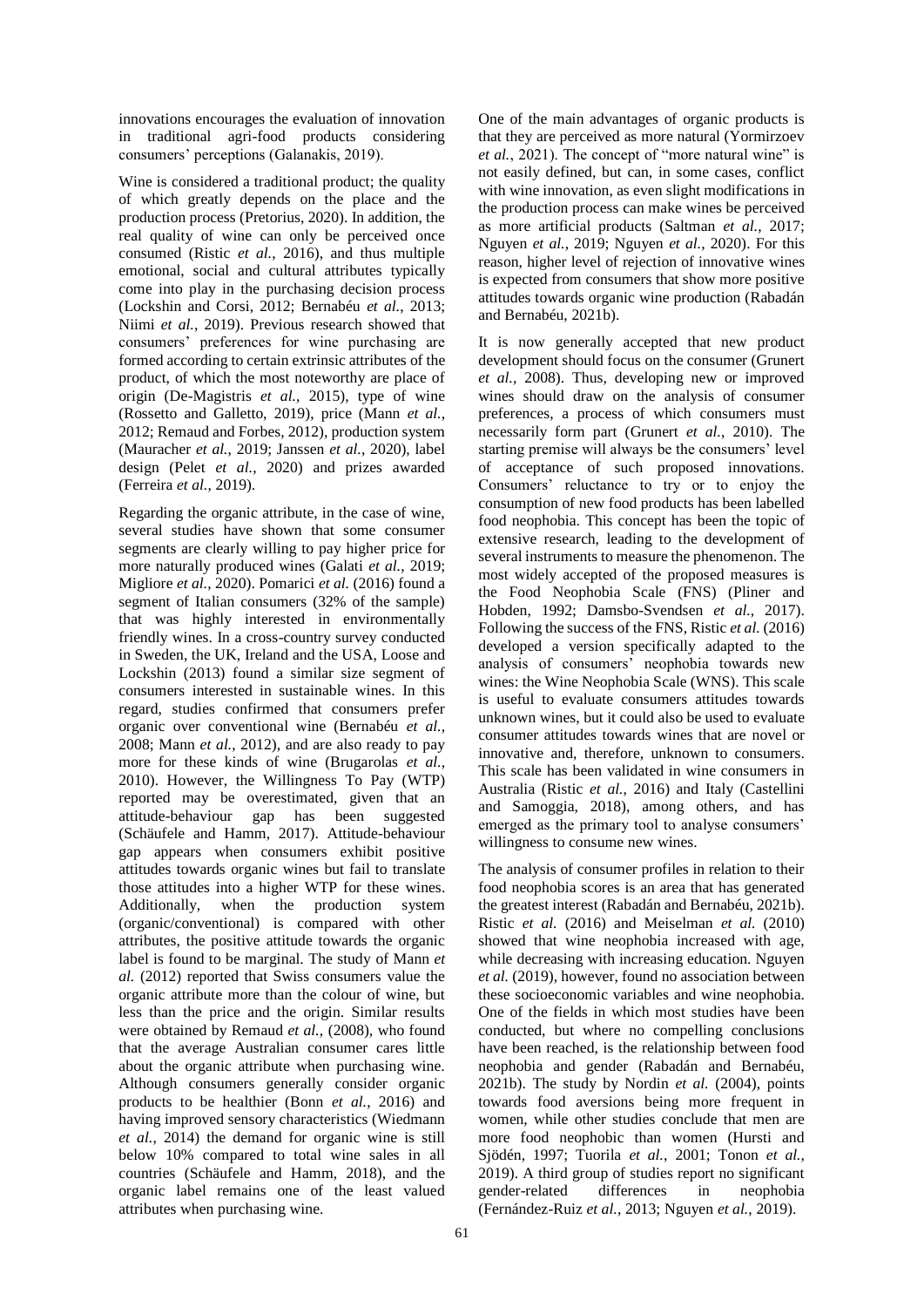innovations encourages the evaluation of innovation in traditional agri-food products considering consumers' perceptions (Galanakis, 2019).

Wine is considered a traditional product; the quality of which greatly depends on the place and the production process (Pretorius, 2020). In addition, the real quality of wine can only be perceived once consumed (Ristic *et al.*, 2016), and thus multiple emotional, social and cultural attributes typically come into play in the purchasing decision process (Lockshin and Corsi, 2012; Bernabéu *et al.*, 2013; Niimi *et al.*, 2019). Previous research showed that consumers' preferences for wine purchasing are formed according to certain extrinsic attributes of the product, of which the most noteworthy are place of origin (De-Magistris *et al.*, 2015), type of wine (Rossetto and Galletto, 2019), price (Mann *et al.*, 2012; Remaud and Forbes, 2012), production system (Mauracher *et al.*, 2019; Janssen *et al.*, 2020), label design (Pelet *et al.*, 2020) and prizes awarded (Ferreira *et al.*, 2019).

Regarding the organic attribute, in the case of wine, several studies have shown that some consumer segments are clearly willing to pay higher price for more naturally produced wines (Galati *et al.*, 2019; Migliore *et al.*, 2020). Pomarici *et al.* (2016) found a segment of Italian consumers (32% of the sample) that was highly interested in environmentally friendly wines. In a cross-country survey conducted in Sweden, the UK, Ireland and the USA, Loose and Lockshin (2013) found a similar size segment of consumers interested in sustainable wines. In this regard, studies confirmed that consumers prefer organic over conventional wine (Bernabéu *et al.*, 2008; Mann *et al.*, 2012), and are also ready to pay more for these kinds of wine (Brugarolas *et al.*, 2010). However, the Willingness To Pay (WTP) reported may be overestimated, given that an attitude-behaviour gap has been suggested (Schäufele and Hamm, 2017). Attitude-behaviour gap appears when consumers exhibit positive attitudes towards organic wines but fail to translate those attitudes into a higher WTP for these wines. Additionally, when the production system (organic/conventional) is compared with other attributes, the positive attitude towards the organic label is found to be marginal. The study of Mann *et al.* (2012) reported that Swiss consumers value the organic attribute more than the colour of wine, but less than the price and the origin. Similar results were obtained by Remaud *et al.*, (2008), who found that the average Australian consumer cares little about the organic attribute when purchasing wine. Although consumers generally consider organic products to be healthier (Bonn *et al.*, 2016) and having improved sensory characteristics (Wiedmann *et al.*, 2014) the demand for organic wine is still below 10% compared to total wine sales in all countries (Schäufele and Hamm, 2018), and the organic label remains one of the least valued attributes when purchasing wine.

One of the main advantages of organic products is that they are perceived as more natural (Yormirzoev *et al.*, 2021). The concept of "more natural wine" is not easily defined, but can, in some cases, conflict with wine innovation, as even slight modifications in the production process can make wines be perceived as more artificial products (Saltman *et al.*, 2017; Nguyen *et al.*, 2019; Nguyen *et al.*, 2020). For this reason, higher level of rejection of innovative wines is expected from consumers that show more positive attitudes towards organic wine production (Rabadán and Bernabéu, 2021b).

It is now generally accepted that new product development should focus on the consumer (Grunert *et al.*, 2008). Thus, developing new or improved wines should draw on the analysis of consumer preferences, a process of which consumers must necessarily form part (Grunert *et al.*, 2010). The starting premise will always be the consumers' level of acceptance of such proposed innovations. Consumers' reluctance to try or to enjoy the consumption of new food products has been labelled food neophobia. This concept has been the topic of extensive research, leading to the development of several instruments to measure the phenomenon. The most widely accepted of the proposed measures is the Food Neophobia Scale (FNS) (Pliner and Hobden, 1992; Damsbo-Svendsen *et al.*, 2017). Following the success of the FNS, Ristic *et al.* (2016) developed a version specifically adapted to the analysis of consumers' neophobia towards new wines: the Wine Neophobia Scale (WNS). This scale is useful to evaluate consumers attitudes towards unknown wines, but it could also be used to evaluate consumer attitudes towards wines that are novel or innovative and, therefore, unknown to consumers. This scale has been validated in wine consumers in Australia (Ristic *et al.*, 2016) and Italy (Castellini and Samoggia, 2018), among others, and has emerged as the primary tool to analyse consumers' willingness to consume new wines.

The analysis of consumer profiles in relation to their food neophobia scores is an area that has generated the greatest interest (Rabadán and Bernabéu, 2021b). Ristic *et al.* (2016) and Meiselman *et al.* (2010) showed that wine neophobia increased with age, while decreasing with increasing education. Nguyen *et al.* (2019), however, found no association between these socioeconomic variables and wine neophobia. One of the fields in which most studies have been conducted, but where no compelling conclusions have been reached, is the relationship between food neophobia and gender (Rabadán and Bernabéu, 2021b). The study by Nordin *et al.* (2004), points towards food aversions being more frequent in women, while other studies conclude that men are more food neophobic than women (Hursti and Sjödén, 1997; Tuorila *et al.*, 2001; Tonon *et al.*, 2019). A third group of studies report no significant gender-related differences in neophobia (Fernández-Ruiz *et al.*, 2013; Nguyen *et al.*, 2019).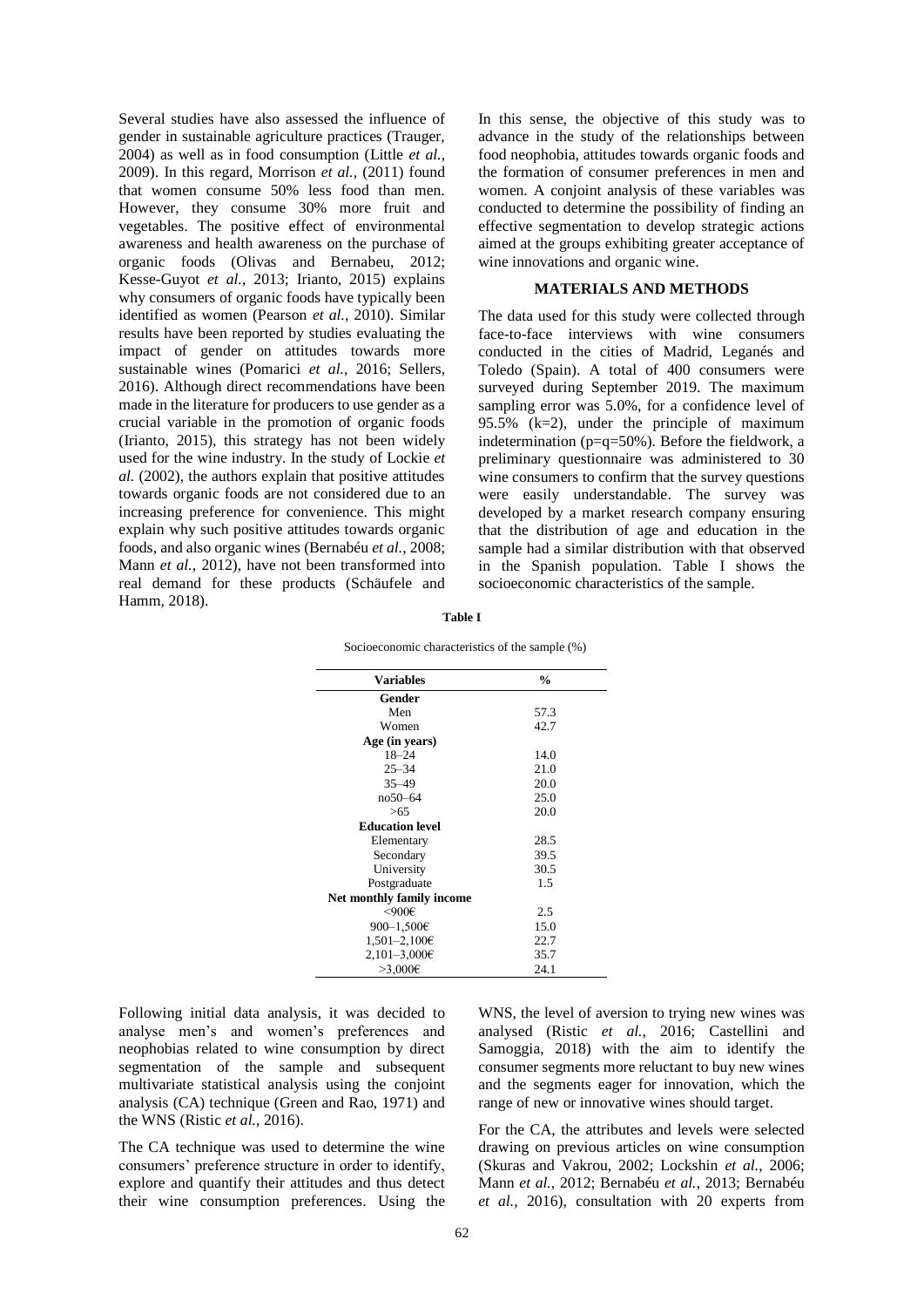Several studies have also assessed the influence of gender in sustainable agriculture practices (Trauger, 2004) as well as in food consumption (Little *et al.*, 2009). In this regard, Morrison *et al.*, (2011) found that women consume 50% less food than men. However, they consume 30% more fruit and vegetables. The positive effect of environmental awareness and health awareness on the purchase of organic foods (Olivas and Bernabeu, 2012; Kesse-Guyot *et al.*, 2013; Irianto, 2015) explains why consumers of organic foods have typically been identified as women (Pearson *et al.*, 2010). Similar results have been reported by studies evaluating the impact of gender on attitudes towards more sustainable wines (Pomarici *et al.*, 2016; Sellers, 2016). Although direct recommendations have been made in the literature for producers to use gender as a crucial variable in the promotion of organic foods (Irianto, 2015), this strategy has not been widely used for the wine industry. In the study of Lockie *et al.* (2002), the authors explain that positive attitudes towards organic foods are not considered due to an increasing preference for convenience. This might explain why such positive attitudes towards organic foods, and also organic wines (Bernabéu *et al.*, 2008; Mann *et al.*, 2012), have not been transformed into real demand for these products (Schäufele and Hamm, 2018).

In this sense, the objective of this study was to advance in the study of the relationships between food neophobia, attitudes towards organic foods and the formation of consumer preferences in men and women. A conjoint analysis of these variables was conducted to determine the possibility of finding an effective segmentation to develop strategic actions aimed at the groups exhibiting greater acceptance of wine innovations and organic wine.

## MATERIALS AND METHODS

The data used for this study were collected through face-to-face interviews with wine consumers conducted in the cities of Madrid, Leganés and Toledo (Spain). A total of 400 consumers were surveyed during September 2019. The maximum sampling error was 5.0%, for a confidence level of 95.5% (k=2), under the principle of maximum indetermination (p=q=50%). Before the fieldwork, a preliminary questionnaire was administered to 30 wine consumers to confirm that the survey questions were easily understandable. The survey was developed by a market research company ensuring that the distribution of age and education in the sample had a similar distribution with that observed in the Spanish population. Table I shows the socioeconomic characteristics of the sample.

**Table I**

Socioeconomic characteristics of the sample (%)

| Variables | % |
|---|---|
| **Gender** | |
| Men | 57.3 |
| Women | 42.7 |
| **Age (in years)** | |
| 18–24 | 14.0 |
| 25–34 | 21.0 |
| 35–49 | 20.0 |
| no50–64 | 25.0 |
| >65 | 20.0 |
| **Education level** | |
| Elementary | 28.5 |
| Secondary | 39.5 |
| University | 30.5 |
| Postgraduate | 1.5 |
| **Net monthly family income** | |
| <900€ | 2.5 |
| 900–1,500€ | 15.0 |
| 1,501–2,100€ | 22.7 |
| 2,101–3,000€ | 35.7 |
| >3,000€ | 24.1 |

Following initial data analysis, it was decided to analyse men's and women's preferences and neophobias related to wine consumption by direct segmentation of the sample and subsequent multivariate statistical analysis using the conjoint analysis (CA) technique (Green and Rao, 1971) and the WNS (Ristic *et al.*, 2016).

The CA technique was used to determine the wine consumers' preference structure in order to identify, explore and quantify their attitudes and thus detect their wine consumption preferences. Using the WNS, the level of aversion to trying new wines was analysed (Ristic *et al.*, 2016; Castellini and Samoggia, 2018) with the aim to identify the consumer segments more reluctant to buy new wines and the segments eager for innovation, which the range of new or innovative wines should target.

For the CA, the attributes and levels were selected drawing on previous articles on wine consumption (Skuras and Vakrou, 2002; Lockshin *et al.*, 2006; Mann *et al.*, 2012; Bernabéu *et al.*, 2013; Bernabéu *et al.*, 2016), consultation with 20 experts from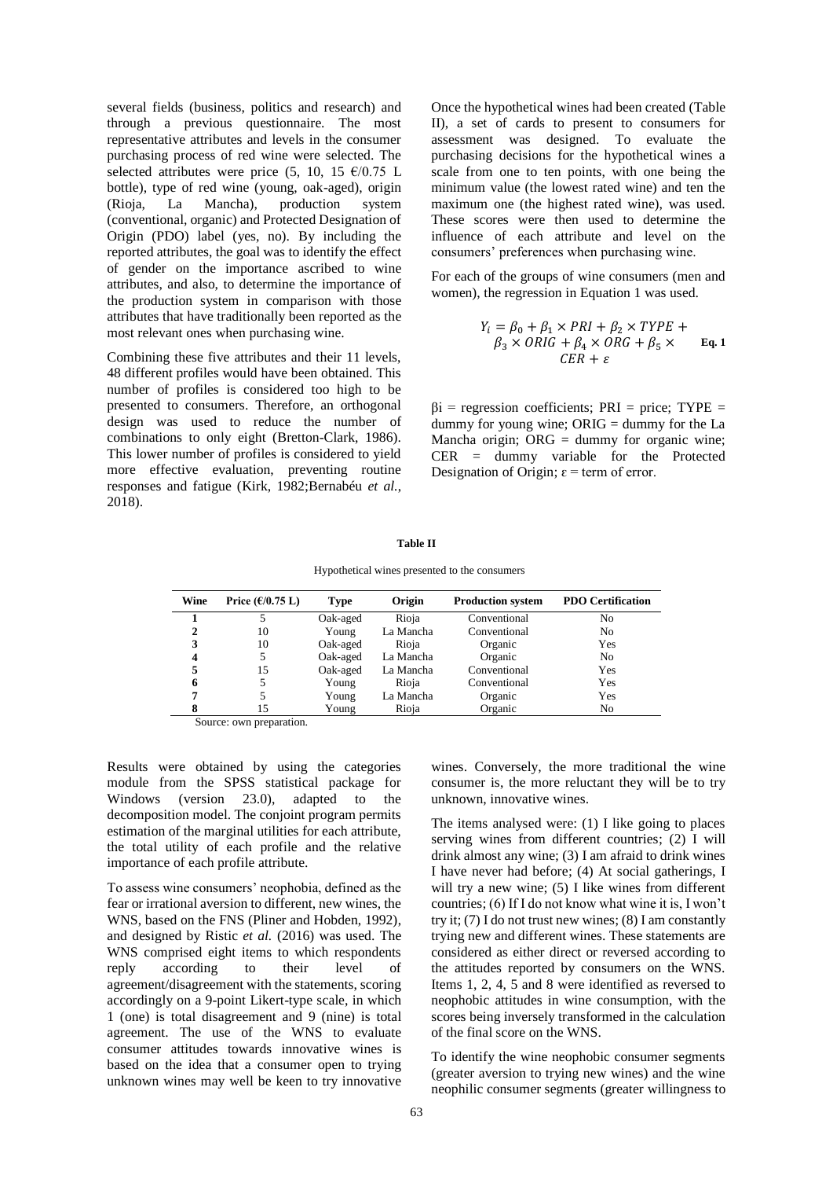several fields (business, politics and research) and through a previous questionnaire. The most representative attributes and levels in the consumer purchasing process of red wine were selected. The selected attributes were price (5, 10, 15 €/0.75 L bottle), type of red wine (young, oak-aged), origin (Rioja, La Mancha), production system (conventional, organic) and Protected Designation of Origin (PDO) label (yes, no). By including the reported attributes, the goal was to identify the effect of gender on the importance ascribed to wine attributes, and also, to determine the importance of the production system in comparison with those attributes that have traditionally been reported as the most relevant ones when purchasing wine.

Combining these five attributes and their 11 levels, 48 different profiles would have been obtained. This number of profiles is considered too high to be presented to consumers. Therefore, an orthogonal design was used to reduce the number of combinations to only eight (Bretton-Clark, 1986). This lower number of profiles is considered to yield more effective evaluation, preventing routine responses and fatigue (Kirk, 1982;Bernabéu *et al.*, 2018).

Once the hypothetical wines had been created (Table II), a set of cards to present to consumers for assessment was designed. To evaluate the purchasing decisions for the hypothetical wines a scale from one to ten points, with one being the minimum value (the lowest rated wine) and ten the maximum one (the highest rated wine), was used. These scores were then used to determine the influence of each attribute and level on the consumers' preferences when purchasing wine.

For each of the groups of wine consumers (men and women), the regression in Equation 1 was used.

$$Y_i = \beta_0 + \beta_1 \times PRI + \beta_2 \times TYPE + \beta_3 \times ORIG + \beta_4 \times ORG + \beta_5 \times CER + \varepsilon \qquad \textbf{Eq. 1}$$

$\beta i$ = regression coefficients; PRI = price; TYPE = dummy for young wine; ORIG = dummy for the La Mancha origin; ORG = dummy for organic wine; CER = dummy variable for the Protected Designation of Origin; $\varepsilon$ = term of error.

**Table II**

Hypothetical wines presented to the consumers

| Wine | Price (€/0.75 L) | Type | Origin | Production system | PDO Certification |
|---|---|---|---|---|---|
| **1** | 5 | Oak-aged | Rioja | Conventional | No |
| **2** | 10 | Young | La Mancha | Conventional | No |
| **3** | 10 | Oak-aged | Rioja | Organic | Yes |
| **4** | 5 | Oak-aged | La Mancha | Organic | No |
| **5** | 15 | Oak-aged | La Mancha | Conventional | Yes |
| **6** | 5 | Young | Rioja | Conventional | Yes |
| **7** | 5 | Young | La Mancha | Organic | Yes |
| **8** | 15 | Young | Rioja | Organic | No |

Source: own preparation.

Results were obtained by using the categories module from the SPSS statistical package for Windows (version 23.0), adapted to the decomposition model. The conjoint program permits estimation of the marginal utilities for each attribute, the total utility of each profile and the relative importance of each profile attribute.

To assess wine consumers' neophobia, defined as the fear or irrational aversion to different, new wines, the WNS, based on the FNS (Pliner and Hobden, 1992), and designed by Ristic *et al.* (2016) was used. The WNS comprised eight items to which respondents reply according to their level of agreement/disagreement with the statements, scoring accordingly on a 9-point Likert-type scale, in which 1 (one) is total disagreement and 9 (nine) is total agreement. The use of the WNS to evaluate consumer attitudes towards innovative wines is based on the idea that a consumer open to trying unknown wines may well be keen to try innovative wines. Conversely, the more traditional the wine consumer is, the more reluctant they will be to try unknown, innovative wines.

The items analysed were: (1) I like going to places serving wines from different countries; (2) I will drink almost any wine; (3) I am afraid to drink wines I have never had before; (4) At social gatherings, I will try a new wine; (5) I like wines from different countries; (6) If I do not know what wine it is, I won't try it; (7) I do not trust new wines; (8) I am constantly trying new and different wines. These statements are considered as either direct or reversed according to the attitudes reported by consumers on the WNS. Items 1, 2, 4, 5 and 8 were identified as reversed to neophobic attitudes in wine consumption, with the scores being inversely transformed in the calculation of the final score on the WNS.

To identify the wine neophobic consumer segments (greater aversion to trying new wines) and the wine neophilic consumer segments (greater willingness to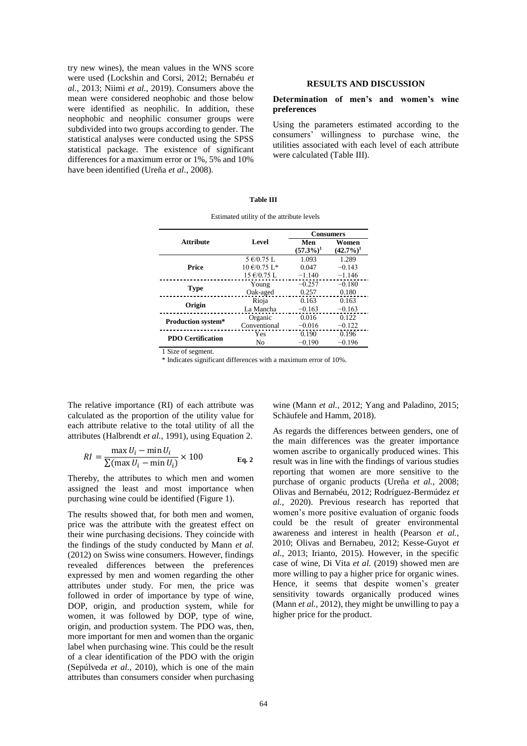try new wines), the mean values in the WNS score were used (Lockshin and Corsi, 2012; Bernabéu *et al.*, 2013; Niimi *et al.*, 2019). Consumers above the mean were considered neophobic and those below were identified as neophilic. In addition, these neophobic and neophilic consumer groups were subdivided into two groups according to gender. The statistical analyses were conducted using the SPSS statistical package. The existence of significant differences for a maximum error or 1%, 5% and 10% have been identified (Ureña *et al*., 2008).

## RESULTS AND DISCUSSION

### Determination of men's and women's wine preferences

Using the parameters estimated according to the consumers' willingness to purchase wine, the utilities associated with each level of each attribute were calculated (Table III).

**Table III**

Estimated utility of the attribute levels

| Attribute | Level | Consumers | |
|---|---|---|---|
| | | Men (57.3%)[1] | Women (42.7%)[1] |
| **Price** | 5 €/0.75 L | 1.093 | 1.289 |
| | 10 €/0.75 L* | 0.047 | −0.143 |
| | 15 €/0.75 L | −1.140 | −1.146 |
| **Type** | Young | −0.257 | −0.180 |
| | Oak-aged | 0.257 | 0.180 |
| **Origin** | Rioja | 0.163 | 0.163 |
| | La Mancha | −0.163 | −0.163 |
| **Production system*** | Organic | 0.016 | 0.122 |
| | Conventional | −0.016 | −0.122 |
| **PDO Certification** | Yes | 0.190 | 0.196 |
| | No | −0.190 | −0.196 |

1 Size of segment.

* Indicates significant differences with a maximum error of 10%.

The relative importance (RI) of each attribute was calculated as the proportion of the utility value for each attribute relative to the total utility of all the attributes (Halbrendt *et al.*, 1991), using Equation 2.

$$RI = \frac{\max U_i - \min U_i}{\sum(\max U_i - \min U_i)} \times 100 \qquad \textbf{Eq. 2}$$

Thereby, the attributes to which men and women assigned the least and most importance when purchasing wine could be identified (Figure 1).

The results showed that, for both men and women, price was the attribute with the greatest effect on their wine purchasing decisions. They coincide with the findings of the study conducted by Mann *et al.* (2012) on Swiss wine consumers. However, findings revealed differences between the preferences expressed by men and women regarding the other attributes under study. For men, the price was followed in order of importance by type of wine, DOP, origin, and production system, while for women, it was followed by DOP, type of wine, origin, and production system. The PDO was, then, more important for men and women than the organic label when purchasing wine. This could be the result of a clear identification of the PDO with the origin (Sepúlveda *et al.*, 2010), which is one of the main attributes than consumers consider when purchasing wine (Mann *et al.*, 2012; Yang and Paladino, 2015; Schäufele and Hamm, 2018).

As regards the differences between genders, one of the main differences was the greater importance women ascribe to organically produced wines. This result was in line with the findings of various studies reporting that women are more sensitive to the purchase of organic products (Ureña *et al.*, 2008; Olivas and Bernabéu, 2012; Rodríguez-Bermúdez *et al.*, 2020). Previous research has reported that women's more positive evaluation of organic foods could be the result of greater environmental awareness and interest in health (Pearson *et al.*, 2010; Olivas and Bernabeu, 2012; Kesse-Guyot *et al.*, 2013; Irianto, 2015). However, in the specific case of wine, Di Vita *et al.* (2019) showed men are more willing to pay a higher price for organic wines. Hence, it seems that despite women's greater sensitivity towards organically produced wines (Mann *et al.*, 2012), they might be unwilling to pay a higher price for the product.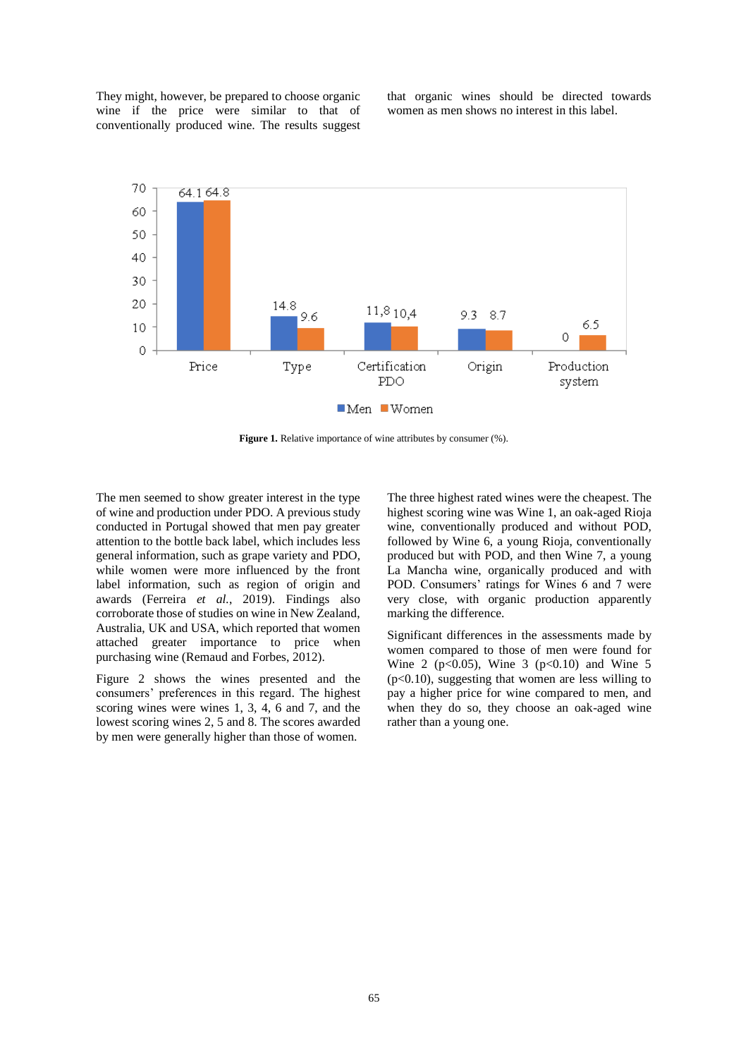They might, however, be prepared to choose organic wine if the price were similar to that of conventionally produced wine. The results suggest that organic wines should be directed towards women as men shows no interest in this label.

70
60
50
40
30
20
10
0

64.1 64.8
14.8 9.6
11,8 10,4
9.3 8.7
0 6.5

Price
Type
Certification PDO
Origin
Production system

Men Women

**Figure 1.** Relative importance of wine attributes by consumer (%).

The men seemed to show greater interest in the type of wine and production under PDO. A previous study conducted in Portugal showed that men pay greater attention to the bottle back label, which includes less general information, such as grape variety and PDO, while women were more influenced by the front label information, such as region of origin and awards (Ferreira *et al.*, 2019). Findings also corroborate those of studies on wine in New Zealand, Australia, UK and USA, which reported that women attached greater importance to price when purchasing wine (Remaud and Forbes, 2012).

Figure 2 shows the wines presented and the consumers' preferences in this regard. The highest scoring wines were wines 1, 3, 4, 6 and 7, and the lowest scoring wines 2, 5 and 8. The scores awarded by men were generally higher than those of women.

The three highest rated wines were the cheapest. The highest scoring wine was Wine 1, an oak-aged Rioja wine, conventionally produced and without POD, followed by Wine 6, a young Rioja, conventionally produced but with POD, and then Wine 7, a young La Mancha wine, organically produced and with POD. Consumers' ratings for Wines 6 and 7 were very close, with organic production apparently marking the difference.

Significant differences in the assessments made by women compared to those of men were found for Wine 2 ($p<0.05$), Wine 3 ($p<0.10$) and Wine 5 ($p<0.10$), suggesting that women are less willing to pay a higher price for wine compared to men, and when they do so, they choose an oak-aged wine rather than a young one.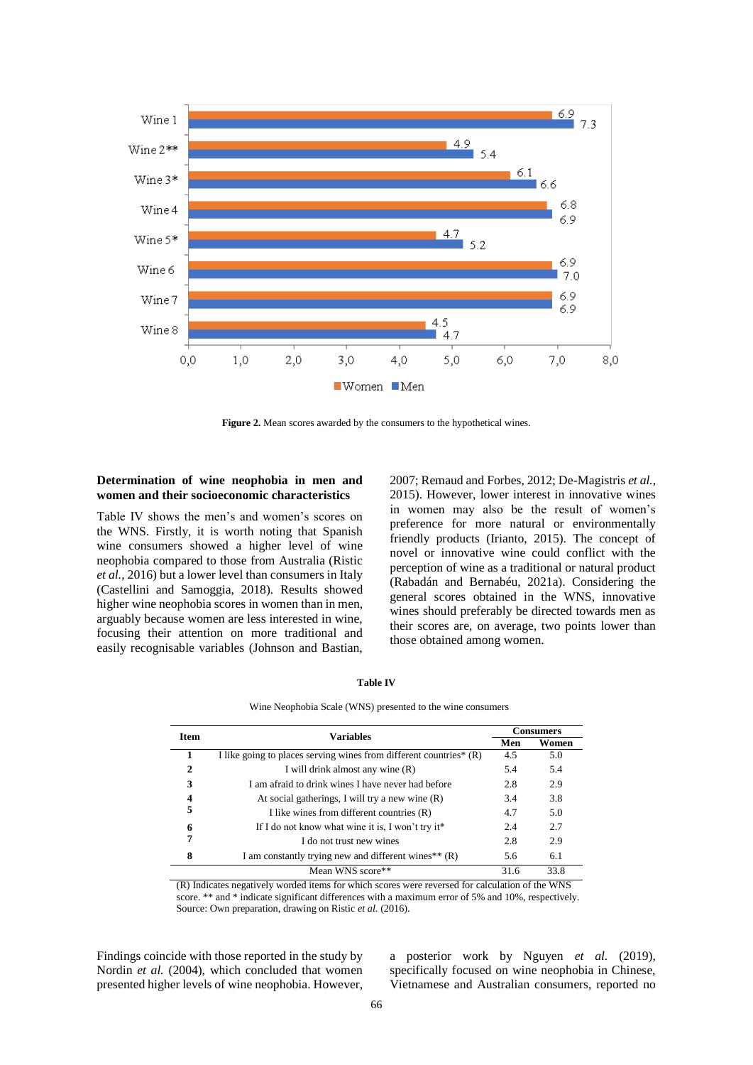Wine 1
6.9
7.3
Wine 2**
4.9
5.4
Wine 3*
6.1
6.6
Wine 4
6.8
6.9
Wine 5*
4.7
5.2
Wine 6
6.9
7.0
Wine 7
6.9
6.9
Wine 8
4.5
4.7

0,0 1,0 2,0 3,0 4,0 5,0 6,0 7,0 8,0

Women Men

**Figure 2.** Mean scores awarded by the consumers to the hypothetical wines.

### Determination of wine neophobia in men and women and their socioeconomic characteristics

Table IV shows the men's and women's scores on the WNS. Firstly, it is worth noting that Spanish wine consumers showed a higher level of wine neophobia compared to those from Australia (Ristic *et al.*, 2016) but a lower level than consumers in Italy (Castellini and Samoggia, 2018). Results showed higher wine neophobia scores in women than in men, arguably because women are less interested in wine, focusing their attention on more traditional and easily recognisable variables (Johnson and Bastian, 2007; Remaud and Forbes, 2012; De-Magistris *et al.*, 2015). However, lower interest in innovative wines in women may also be the result of women's preference for more natural or environmentally friendly products (Irianto, 2015). The concept of novel or innovative wine could conflict with the perception of wine as a traditional or natural product (Rabadán and Bernabéu, 2021a). Considering the general scores obtained in the WNS, innovative wines should preferably be directed towards men as their scores are, on average, two points lower than those obtained among women.

**Table IV**

Wine Neophobia Scale (WNS) presented to the wine consumers

| Item | Variables | Consumers | |
|---|---|---|---|
| | | Men | Women |
| **1** | I like going to places serving wines from different countries* (R) | 4.5 | 5.0 |
| **2** | I will drink almost any wine (R) | 5.4 | 5.4 |
| **3** | I am afraid to drink wines I have never had before | 2.8 | 2.9 |
| **4** | At social gatherings, I will try a new wine (R) | 3.4 | 3.8 |
| **5** | I like wines from different countries (R) | 4.7 | 5.0 |
| **6** | If I do not know what wine it is, I won't try it* | 2.4 | 2.7 |
| **7** | I do not trust new wines | 2.8 | 2.9 |
| **8** | I am constantly trying new and different wines** (R) | 5.6 | 6.1 |
| | Mean WNS score** | 31.6 | 33.8 |

(R) Indicates negatively worded items for which scores were reversed for calculation of the WNS score. ** and * indicate significant differences with a maximum error of 5% and 10%, respectively.
Source: Own preparation, drawing on Ristic *et al.* (2016).

Findings coincide with those reported in the study by Nordin *et al.* (2004), which concluded that women presented higher levels of wine neophobia. However, a posterior work by Nguyen *et al.* (2019), specifically focused on wine neophobia in Chinese, Vietnamese and Australian consumers, reported no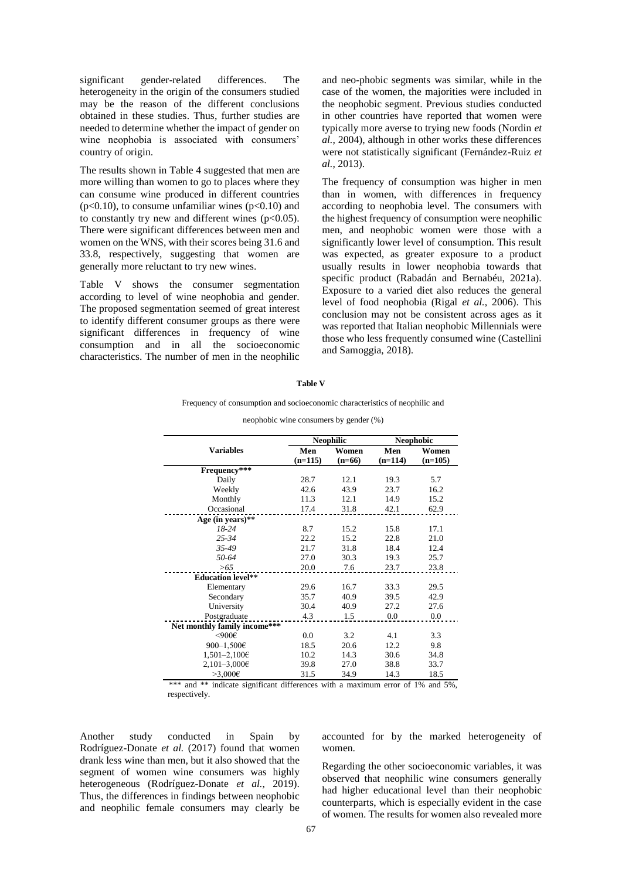significant gender-related differences. The heterogeneity in the origin of the consumers studied may be the reason of the different conclusions obtained in these studies. Thus, further studies are needed to determine whether the impact of gender on wine neophobia is associated with consumers' country of origin.

The results shown in Table 4 suggested that men are more willing than women to go to places where they can consume wine produced in different countries ($p<0.10$), to consume unfamiliar wines ($p<0.10$) and to constantly try new and different wines ($p<0.05$). There were significant differences between men and women on the WNS, with their scores being 31.6 and 33.8, respectively, suggesting that women are generally more reluctant to try new wines.

Table V shows the consumer segmentation according to level of wine neophobia and gender. The proposed segmentation seemed of great interest to identify different consumer groups as there were significant differences in frequency of wine consumption and in all the socioeconomic characteristics. The number of men in the neophilic and neo-phobic segments was similar, while in the case of the women, the majorities were included in the neophobic segment. Previous studies conducted in other countries have reported that women were typically more averse to trying new foods (Nordin *et al.*, 2004), although in other works these differences were not statistically significant (Fernández-Ruiz *et al.*, 2013).

The frequency of consumption was higher in men than in women, with differences in frequency according to neophobia level. The consumers with the highest frequency of consumption were neophilic men, and neophobic women were those with a significantly lower level of consumption. This result was expected, as greater exposure to a product usually results in lower neophobia towards that specific product (Rabadán and Bernabéu, 2021a). Exposure to a varied diet also reduces the general level of food neophobia (Rigal *et al.*, 2006). This conclusion may not be consistent across ages as it was reported that Italian neophobic Millennials were those who less frequently consumed wine (Castellini and Samoggia, 2018).

**Table V**

Frequency of consumption and socioeconomic characteristics of neophilic and neophobic wine consumers by gender (%)

| Variables | Neophilic | | Neophobic | |
|---|---|---|---|---|
| | Men (n=115) | Women (n=66) | Men (n=114) | Women (n=105) |
| **Frequency\*\*\*** | | | | |
| Daily | 28.7 | 12.1 | 19.3 | 5.7 |
| Weekly | 42.6 | 43.9 | 23.7 | 16.2 |
| Monthly | 11.3 | 12.1 | 14.9 | 15.2 |
| Occasional | 17.4 | 31.8 | 42.1 | 62.9 |
| **Age (in years)\*\*** | | | | |
| *18-24* | 8.7 | 15.2 | 15.8 | 17.1 |
| *25-34* | 22.2 | 15.2 | 22.8 | 21.0 |
| *35-49* | 21.7 | 31.8 | 18.4 | 12.4 |
| *50-64* | 27.0 | 30.3 | 19.3 | 25.7 |
| *>65* | 20.0 | 7.6 | 23.7 | 23.8 |
| **Education level\*\*** | | | | |
| Elementary | 29.6 | 16.7 | 33.3 | 29.5 |
| Secondary | 35.7 | 40.9 | 39.5 | 42.9 |
| University | 30.4 | 40.9 | 27.2 | 27.6 |
| Postgraduate | 4.3 | 1.5 | 0.0 | 0.0 |
| **Net monthly family income\*\*\*** | | | | |
| <900€ | 0.0 | 3.2 | 4.1 | 3.3 |
| 900–1,500€ | 18.5 | 20.6 | 12.2 | 9.8 |
| 1,501–2,100€ | 10.2 | 14.3 | 30.6 | 34.8 |
| 2,101–3,000€ | 39.8 | 27.0 | 38.8 | 33.7 |
| >3,000€ | 31.5 | 34.9 | 14.3 | 18.5 |

\*\*\* and \*\* indicate significant differences with a maximum error of 1% and 5%, respectively.

Another study conducted in Spain by Rodríguez-Donate *et al.* (2017) found that women drank less wine than men, but it also showed that the segment of women wine consumers was highly heterogeneous (Rodríguez-Donate *et al.*, 2019). Thus, the differences in findings between neophobic and neophilic female consumers may clearly be accounted for by the marked heterogeneity of women.

Regarding the other socioeconomic variables, it was observed that neophilic wine consumers generally had higher educational level than their neophobic counterparts, which is especially evident in the case of women. The results for women also revealed more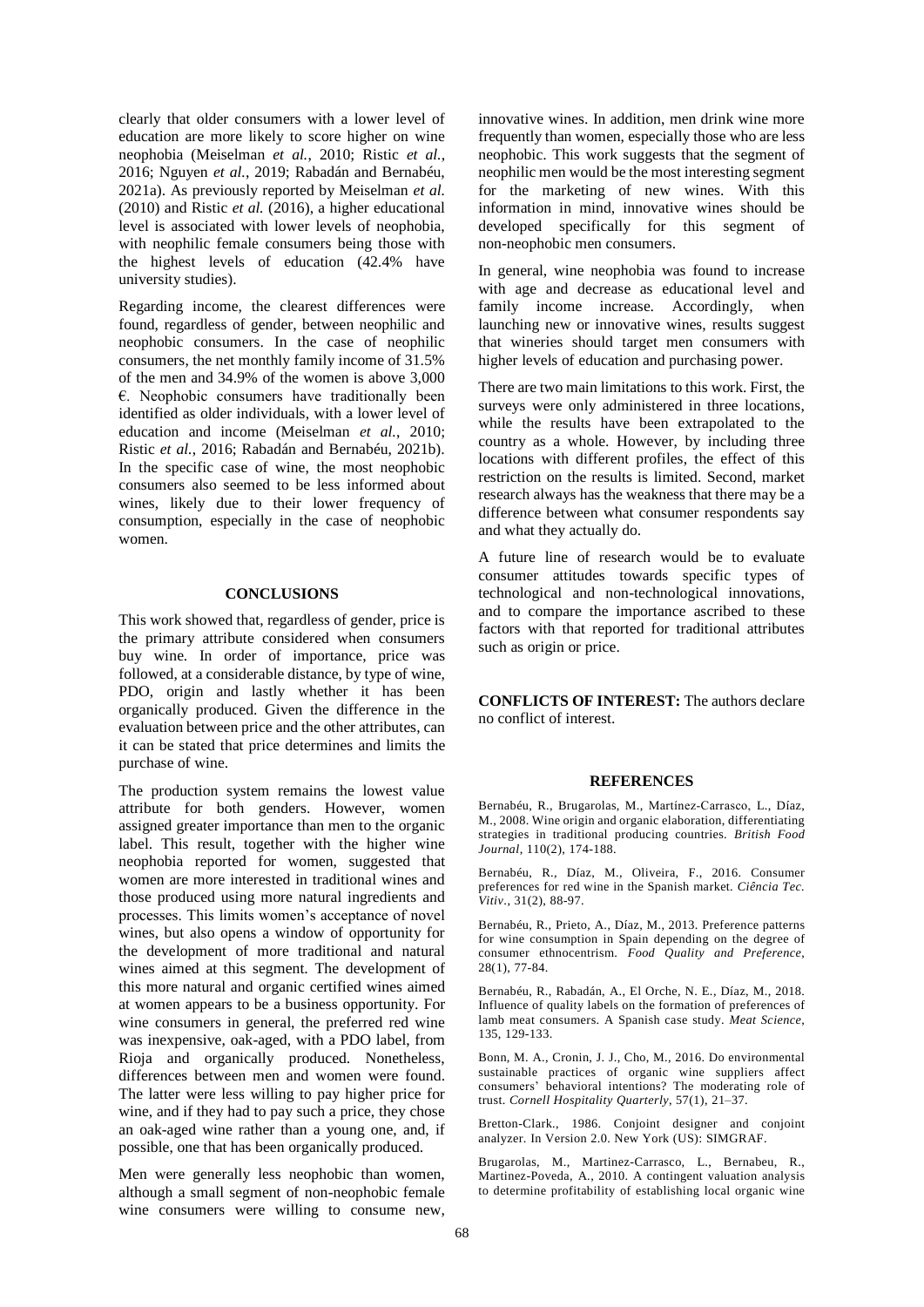clearly that older consumers with a lower level of education are more likely to score higher on wine neophobia (Meiselman *et al.*, 2010; Ristic *et al.*, 2016; Nguyen *et al.*, 2019; Rabadán and Bernabéu, 2021a). As previously reported by Meiselman *et al.* (2010) and Ristic *et al.* (2016), a higher educational level is associated with lower levels of neophobia, with neophilic female consumers being those with the highest levels of education (42.4% have university studies).

Regarding income, the clearest differences were found, regardless of gender, between neophilic and neophobic consumers. In the case of neophilic consumers, the net monthly family income of 31.5% of the men and 34.9% of the women is above 3,000 €. Neophobic consumers have traditionally been identified as older individuals, with a lower level of education and income (Meiselman *et al.*, 2010; Ristic *et al.*, 2016; Rabadán and Bernabéu, 2021b). In the specific case of wine, the most neophobic consumers also seemed to be less informed about wines, likely due to their lower frequency of consumption, especially in the case of neophobic women.

## CONCLUSIONS

This work showed that, regardless of gender, price is the primary attribute considered when consumers buy wine. In order of importance, price was followed, at a considerable distance, by type of wine, PDO, origin and lastly whether it has been organically produced. Given the difference in the evaluation between price and the other attributes, can it can be stated that price determines and limits the purchase of wine.

The production system remains the lowest value attribute for both genders. However, women assigned greater importance than men to the organic label. This result, together with the higher wine neophobia reported for women, suggested that women are more interested in traditional wines and those produced using more natural ingredients and processes. This limits women's acceptance of novel wines, but also opens a window of opportunity for the development of more traditional and natural wines aimed at this segment. The development of this more natural and organic certified wines aimed at women appears to be a business opportunity. For wine consumers in general, the preferred red wine was inexpensive, oak-aged, with a PDO label, from Rioja and organically produced. Nonetheless, differences between men and women were found. The latter were less willing to pay higher price for wine, and if they had to pay such a price, they chose an oak-aged wine rather than a young one, and, if possible, one that has been organically produced.

Men were generally less neophobic than women, although a small segment of non-neophobic female wine consumers were willing to consume new, innovative wines. In addition, men drink wine more frequently than women, especially those who are less neophobic. This work suggests that the segment of neophilic men would be the most interesting segment for the marketing of new wines. With this information in mind, innovative wines should be developed specifically for this segment of non-neophobic men consumers.

In general, wine neophobia was found to increase with age and decrease as educational level and family income increase. Accordingly, when launching new or innovative wines, results suggest that wineries should target men consumers with higher levels of education and purchasing power.

There are two main limitations to this work. First, the surveys were only administered in three locations, while the results have been extrapolated to the country as a whole. However, by including three locations with different profiles, the effect of this restriction on the results is limited. Second, market research always has the weakness that there may be a difference between what consumer respondents say and what they actually do.

A future line of research would be to evaluate consumer attitudes towards specific types of technological and non-technological innovations, and to compare the importance ascribed to these factors with that reported for traditional attributes such as origin or price.

**CONFLICTS OF INTEREST:** The authors declare no conflict of interest.

## REFERENCES

Bernabéu, R., Brugarolas, M., Martínez-Carrasco, L., Díaz, M., 2008. Wine origin and organic elaboration, differentiating strategies in traditional producing countries. *British Food Journal*, 110(2), 174-188.

Bernabéu, R., Díaz, M., Oliveira, F., 2016. Consumer preferences for red wine in the Spanish market. *Ciência Tec. Vitiv.*, 31(2), 88-97.

Bernabéu, R., Prieto, A., Díaz, M., 2013. Preference patterns for wine consumption in Spain depending on the degree of consumer ethnocentrism. *Food Quality and Preference*, 28(1), 77-84.

Bernabéu, R., Rabadán, A., El Orche, N. E., Díaz, M., 2018. Influence of quality labels on the formation of preferences of lamb meat consumers. A Spanish case study. *Meat Science*, 135, 129-133.

Bonn, M. A., Cronin, J. J., Cho, M., 2016. Do environmental sustainable practices of organic wine suppliers affect consumers' behavioral intentions? The moderating role of trust. *Cornell Hospitality Quarterly*, 57(1), 21–37.

Bretton-Clark., 1986. Conjoint designer and conjoint analyzer. In Version 2.0. New York (US): SIMGRAF.

Brugarolas, M., Martinez-Carrasco, L., Bernabeu, R., Martinez-Poveda, A., 2010. A contingent valuation analysis to determine profitability of establishing local organic wine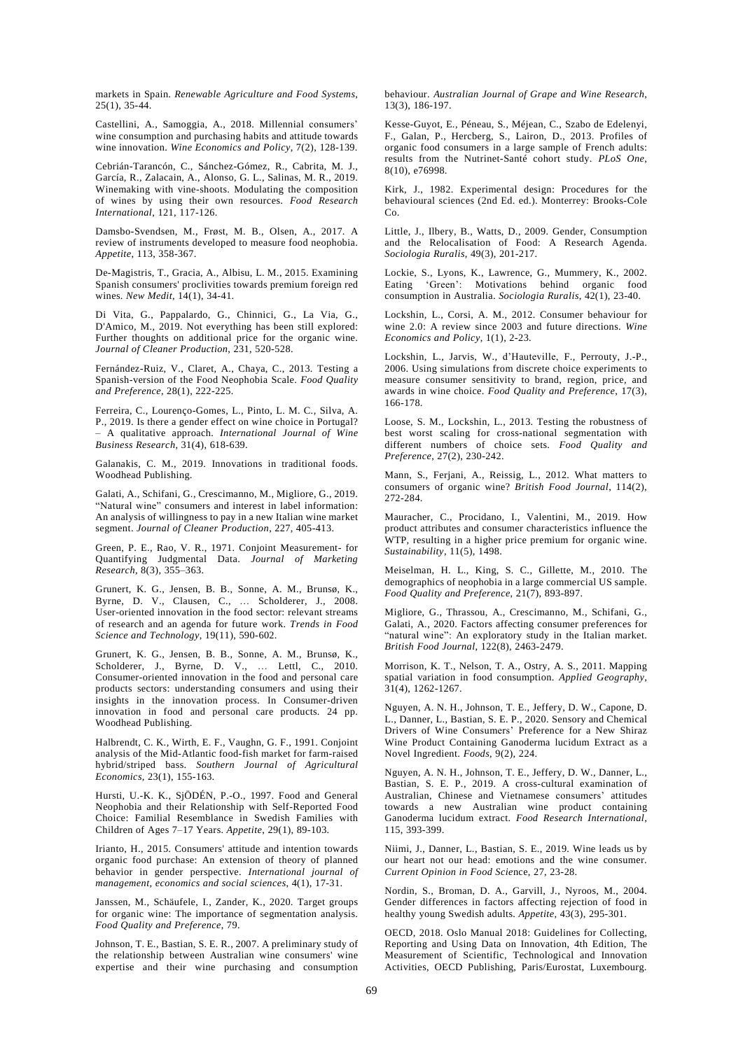markets in Spain. *Renewable Agriculture and Food Systems*, 25(1), 35-44.

Castellini, A., Samoggia, A., 2018. Millennial consumers' wine consumption and purchasing habits and attitude towards wine innovation. *Wine Economics and Policy*, 7(2), 128-139.

Cebrián-Tarancón, C., Sánchez-Gómez, R., Cabrita, M. J., García, R., Zalacain, A., Alonso, G. L., Salinas, M. R., 2019. Winemaking with vine-shoots. Modulating the composition of wines by using their own resources. *Food Research International*, 121, 117-126.

Damsbo-Svendsen, M., Frøst, M. B., Olsen, A., 2017. A review of instruments developed to measure food neophobia. *Appetite*, 113, 358-367.

De-Magistris, T., Gracia, A., Albisu, L. M., 2015. Examining Spanish consumers' proclivities towards premium foreign red wines. *New Medit*, 14(1), 34-41.

Di Vita, G., Pappalardo, G., Chinnici, G., La Via, G., D'Amico, M., 2019. Not everything has been still explored: Further thoughts on additional price for the organic wine. *Journal of Cleaner Production*, 231, 520-528.

Fernández-Ruiz, V., Claret, A., Chaya, C., 2013. Testing a Spanish-version of the Food Neophobia Scale. *Food Quality and Preference*, 28(1), 222-225.

Ferreira, C., Lourenço-Gomes, L., Pinto, L. M. C., Silva, A. P., 2019. Is there a gender effect on wine choice in Portugal? – A qualitative approach. *International Journal of Wine Business Research*, 31(4), 618-639.

Galanakis, C. M., 2019. Innovations in traditional foods. Woodhead Publishing.

Galati, A., Schifani, G., Crescimanno, M., Migliore, G., 2019. "Natural wine" consumers and interest in label information: An analysis of willingness to pay in a new Italian wine market segment. *Journal of Cleaner Production*, 227, 405-413.

Green, P. E., Rao, V. R., 1971. Conjoint Measurement- for Quantifying Judgmental Data. *Journal of Marketing Research*, 8(3), 355–363.

Grunert, K. G., Jensen, B. B., Sonne, A. M., Brunsø, K., Byrne, D. V., Clausen, C., … Scholderer, J., 2008. User-oriented innovation in the food sector: relevant streams of research and an agenda for future work. *Trends in Food Science and Technology*, 19(11), 590-602.

Grunert, K. G., Jensen, B. B., Sonne, A. M., Brunsø, K., Scholderer, J., Byrne, D. V., … Lettl, C., 2010. Consumer-oriented innovation in the food and personal care products sectors: understanding consumers and using their insights in the innovation process. In Consumer-driven innovation in food and personal care products. 24 pp. Woodhead Publishing.

Halbrendt, C. K., Wirth, E. F., Vaughn, G. F., 1991. Conjoint analysis of the Mid-Atlantic food-fish market for farm-raised hybrid/striped bass. *Southern Journal of Agricultural Economics*, 23(1), 155-163.

Hursti, U.-K. K., SjÖDÉN, P.-O., 1997. Food and General Neophobia and their Relationship with Self-Reported Food Choice: Familial Resemblance in Swedish Families with Children of Ages 7–17 Years. *Appetite*, 29(1), 89-103.

Irianto, H., 2015. Consumers' attitude and intention towards organic food purchase: An extension of theory of planned behavior in gender perspective. *International journal of management, economics and social sciences*, 4(1), 17-31.

Janssen, M., Schäufele, I., Zander, K., 2020. Target groups for organic wine: The importance of segmentation analysis. *Food Quality and Preference*, 79.

Johnson, T. E., Bastian, S. E. R., 2007. A preliminary study of the relationship between Australian wine consumers' wine expertise and their wine purchasing and consumption behaviour. *Australian Journal of Grape and Wine Research*, 13(3), 186-197.

Kesse-Guyot, E., Péneau, S., Méjean, C., Szabo de Edelenyi, F., Galan, P., Hercberg, S., Lairon, D., 2013. Profiles of organic food consumers in a large sample of French adults: results from the Nutrinet-Santé cohort study. *PLoS One*, 8(10), e76998.

Kirk, J., 1982. Experimental design: Procedures for the behavioural sciences (2nd Ed. ed.). Monterrey: Brooks-Cole Co.

Little, J., Ilbery, B., Watts, D., 2009. Gender, Consumption and the Relocalisation of Food: A Research Agenda. *Sociologia Ruralis*, 49(3), 201-217.

Lockie, S., Lyons, K., Lawrence, G., Mummery, K., 2002. Eating 'Green': Motivations behind organic food consumption in Australia. *Sociologia Ruralis*, 42(1), 23-40.

Lockshin, L., Corsi, A. M., 2012. Consumer behaviour for wine 2.0: A review since 2003 and future directions. *Wine Economics and Policy*, 1(1), 2-23.

Lockshin, L., Jarvis, W., d'Hauteville, F., Perrouty, J.-P., 2006. Using simulations from discrete choice experiments to measure consumer sensitivity to brand, region, price, and awards in wine choice. *Food Quality and Preference*, 17(3), 166-178.

Loose, S. M., Lockshin, L., 2013. Testing the robustness of best worst scaling for cross-national segmentation with different numbers of choice sets. *Food Quality and Preference*, 27(2), 230-242.

Mann, S., Ferjani, A., Reissig, L., 2012. What matters to consumers of organic wine? *British Food Journal*, 114(2), 272-284.

Mauracher, C., Procidano, I., Valentini, M., 2019. How product attributes and consumer characteristics influence the WTP, resulting in a higher price premium for organic wine. *Sustainability*, 11(5), 1498.

Meiselman, H. L., King, S. C., Gillette, M., 2010. The demographics of neophobia in a large commercial US sample. *Food Quality and Preference*, 21(7), 893-897.

Migliore, G., Thrassou, A., Crescimanno, M., Schifani, G., Galati, A., 2020. Factors affecting consumer preferences for "natural wine": An exploratory study in the Italian market. *British Food Journal*, 122(8), 2463-2479.

Morrison, K. T., Nelson, T. A., Ostry, A. S., 2011. Mapping spatial variation in food consumption. *Applied Geography*, 31(4), 1262-1267.

Nguyen, A. N. H., Johnson, T. E., Jeffery, D. W., Capone, D. L., Danner, L., Bastian, S. E. P., 2020. Sensory and Chemical Drivers of Wine Consumers' Preference for a New Shiraz Wine Product Containing Ganoderma lucidum Extract as a Novel Ingredient. *Foods*, 9(2), 224.

Nguyen, A. N. H., Johnson, T. E., Jeffery, D. W., Danner, L., Bastian, S. E. P., 2019. A cross-cultural examination of Australian, Chinese and Vietnamese consumers' attitudes towards a new Australian wine product containing Ganoderma lucidum extract. *Food Research International*, 115, 393-399.

Niimi, J., Danner, L., Bastian, S. E., 2019. Wine leads us by our heart not our head: emotions and the wine consumer. *Current Opinion in Food Science*, 27, 23-28.

Nordin, S., Broman, D. A., Garvill, J., Nyroos, M., 2004. Gender differences in factors affecting rejection of food in healthy young Swedish adults. *Appetite*, 43(3), 295-301.

OECD, 2018. Oslo Manual 2018: Guidelines for Collecting, Reporting and Using Data on Innovation, 4th Edition, The Measurement of Scientific, Technological and Innovation Activities, OECD Publishing, Paris/Eurostat, Luxembourg.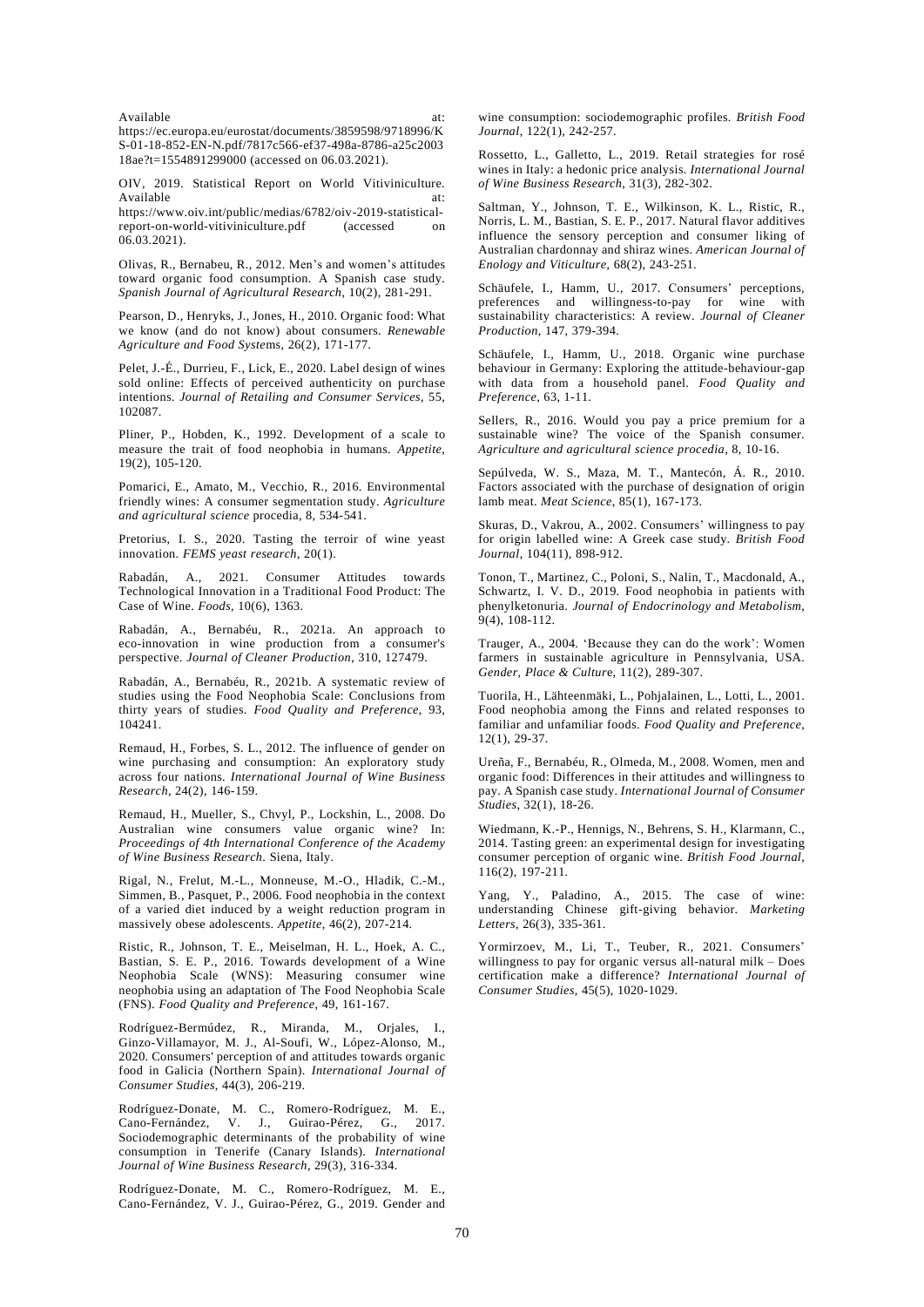Available at: https://ec.europa.eu/eurostat/documents/3859598/9718996/KS-01-18-852-EN-N.pdf/7817c566-ef37-498a-8786-a25c200318ae?t=1554891299000 (accessed on 06.03.2021).

OIV, 2019. Statistical Report on World Vitiviniculture. Available at: https://www.oiv.int/public/medias/6782/oiv-2019-statistical-report-on-world-vitiviniculture.pdf (accessed on 06.03.2021).

Olivas, R., Bernabeu, R., 2012. Men's and women's attitudes toward organic food consumption. A Spanish case study. *Spanish Journal of Agricultural Research*, 10(2), 281-291.

Pearson, D., Henryks, J., Jones, H., 2010. Organic food: What we know (and do not know) about consumers. *Renewable Agriculture and Food Systems*, 26(2), 171-177.

Pelet, J.-É., Durrieu, F., Lick, E., 2020. Label design of wines sold online: Effects of perceived authenticity on purchase intentions. *Journal of Retailing and Consumer Services*, 55, 102087.

Pliner, P., Hobden, K., 1992. Development of a scale to measure the trait of food neophobia in humans. *Appetite*, 19(2), 105-120.

Pomarici, E., Amato, M., Vecchio, R., 2016. Environmental friendly wines: A consumer segmentation study. *Agriculture and agricultural science* procedia, 8, 534-541.

Pretorius, I. S., 2020. Tasting the terroir of wine yeast innovation. *FEMS yeast research*, 20(1).

Rabadán, A., 2021. Consumer Attitudes towards Technological Innovation in a Traditional Food Product: The Case of Wine. *Foods*, 10(6), 1363.

Rabadán, A., Bernabéu, R., 2021a. An approach to eco-innovation in wine production from a consumer's perspective. *Journal of Cleaner Production*, 310, 127479.

Rabadán, A., Bernabéu, R., 2021b. A systematic review of studies using the Food Neophobia Scale: Conclusions from thirty years of studies. *Food Quality and Preference*, 93, 104241.

Remaud, H., Forbes, S. L., 2012. The influence of gender on wine purchasing and consumption: An exploratory study across four nations. *International Journal of Wine Business Research*, 24(2), 146-159.

Remaud, H., Mueller, S., Chvyl, P., Lockshin, L., 2008. Do Australian wine consumers value organic wine? In: *Proceedings of 4th International Conference of the Academy of Wine Business Research*. Siena, Italy.

Rigal, N., Frelut, M.-L., Monneuse, M.-O., Hladik, C.-M., Simmen, B., Pasquet, P., 2006. Food neophobia in the context of a varied diet induced by a weight reduction program in massively obese adolescents. *Appetite*, 46(2), 207-214.

Ristic, R., Johnson, T. E., Meiselman, H. L., Hoek, A. C., Bastian, S. E. P., 2016. Towards development of a Wine Neophobia Scale (WNS): Measuring consumer wine neophobia using an adaptation of The Food Neophobia Scale (FNS). *Food Quality and Preference*, 49, 161-167.

Rodríguez-Bermúdez, R., Miranda, M., Orjales, I., Ginzo-Villamayor, M. J., Al-Soufi, W., López-Alonso, M., 2020. Consumers' perception of and attitudes towards organic food in Galicia (Northern Spain). *International Journal of Consumer Studies*, 44(3), 206-219.

Rodríguez-Donate, M. C., Romero-Rodríguez, M. E., Cano-Fernández, V. J., Guirao-Pérez, G., 2017. Sociodemographic determinants of the probability of wine consumption in Tenerife (Canary Islands). *International Journal of Wine Business Research*, 29(3), 316-334.

Rodríguez-Donate, M. C., Romero-Rodríguez, M. E., Cano-Fernández, V. J., Guirao-Pérez, G., 2019. Gender and wine consumption: sociodemographic profiles. *British Food Journal*, 122(1), 242-257.

Rossetto, L., Galletto, L., 2019. Retail strategies for rosé wines in Italy: a hedonic price analysis. *International Journal of Wine Business Research*, 31(3), 282-302.

Saltman, Y., Johnson, T. E., Wilkinson, K. L., Ristic, R., Norris, L. M., Bastian, S. E. P., 2017. Natural flavor additives influence the sensory perception and consumer liking of Australian chardonnay and shiraz wines. *American Journal of Enology and Viticulture*, 68(2), 243-251.

Schäufele, I., Hamm, U., 2017. Consumers' perceptions, preferences and willingness-to-pay for wine with sustainability characteristics: A review. *Journal of Cleaner Production*, 147, 379-394.

Schäufele, I., Hamm, U., 2018. Organic wine purchase behaviour in Germany: Exploring the attitude-behaviour-gap with data from a household panel. *Food Quality and Preference*, 63, 1-11.

Sellers, R., 2016. Would you pay a price premium for a sustainable wine? The voice of the Spanish consumer. *Agriculture and agricultural science procedia*, 8, 10-16.

Sepúlveda, W. S., Maza, M. T., Mantecón, Á. R., 2010. Factors associated with the purchase of designation of origin lamb meat. *Meat Science*, 85(1), 167-173.

Skuras, D., Vakrou, A., 2002. Consumers' willingness to pay for origin labelled wine: A Greek case study. *British Food Journal*, 104(11), 898-912.

Tonon, T., Martinez, C., Poloni, S., Nalin, T., Macdonald, A., Schwartz, I. V. D., 2019. Food neophobia in patients with phenylketonuria. *Journal of Endocrinology and Metabolism*, 9(4), 108-112.

Trauger, A., 2004. 'Because they can do the work': Women farmers in sustainable agriculture in Pennsylvania, USA. *Gender, Place & Culture*, 11(2), 289-307.

Tuorila, H., Lähteenmäki, L., Pohjalainen, L., Lotti, L., 2001. Food neophobia among the Finns and related responses to familiar and unfamiliar foods. *Food Quality and Preference*, 12(1), 29-37.

Ureña, F., Bernabéu, R., Olmeda, M., 2008. Women, men and organic food: Differences in their attitudes and willingness to pay. A Spanish case study. *International Journal of Consumer Studies*, 32(1), 18-26.

Wiedmann, K.-P., Hennigs, N., Behrens, S. H., Klarmann, C., 2014. Tasting green: an experimental design for investigating consumer perception of organic wine. *British Food Journal*, 116(2), 197-211.

Yang, Y., Paladino, A., 2015. The case of wine: understanding Chinese gift-giving behavior. *Marketing Letters*, 26(3), 335-361.

Yormirzoev, M., Li, T., Teuber, R., 2021. Consumers' willingness to pay for organic versus all-natural milk – Does certification make a difference? *International Journal of Consumer Studies*, 45(5), 1020-1029.